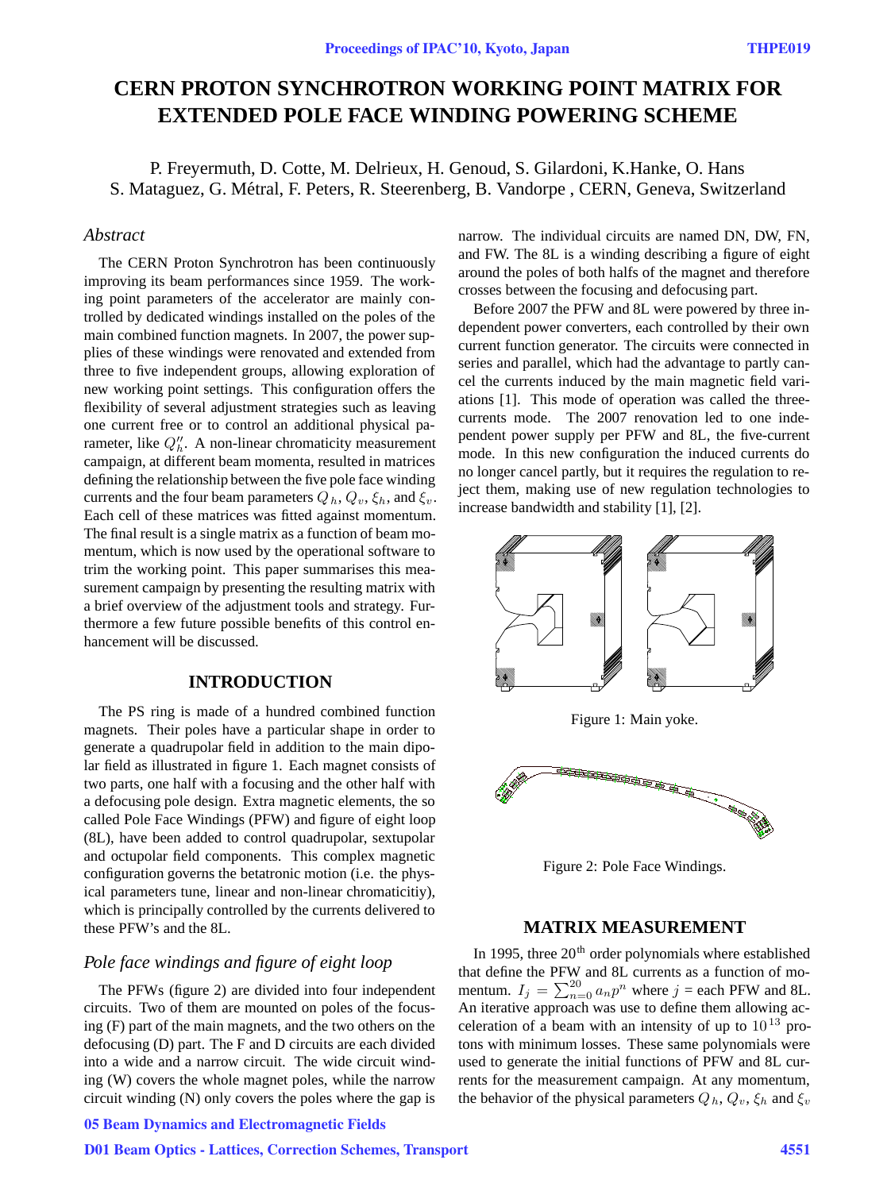# CERN PROTON SYNCHROTRON WORKING POINT MATRIX FOR EXTENDED POLE FACE WINDING POWERING SCHEME

P. Freyermuth, D. Cotte, M. Delrieux, H. Genoud, S. Gilardoni, K.Hanke, O. Hans
S. Mataguez, G. Métral, F. Peters, R. Steerenberg, B. Vandorpe , CERN, Geneva, Switzerland

## *Abstract*

The CERN Proton Synchrotron has been continuously improving its beam performances since 1959. The working point parameters of the accelerator are mainly controlled by dedicated windings installed on the poles of the main combined function magnets. In 2007, the power supplies of these windings were renovated and extended from three to five independent groups, allowing exploration of new working point settings. This configuration offers the flexibility of several adjustment strategies such as leaving one current free or to control an additional physical parameter, like $Q_h''$. A non-linear chromaticity measurement campaign, at different beam momenta, resulted in matrices defining the relationship between the five pole face winding currents and the four beam parameters $Q_h$, $Q_v$, $\xi_h$, and $\xi_v$. Each cell of these matrices was fitted against momentum. The final result is a single matrix as a function of beam momentum, which is now used by the operational software to trim the working point. This paper summarises this measurement campaign by presenting the resulting matrix with a brief overview of the adjustment tools and strategy. Furthermore a few future possible benefits of this control enhancement will be discussed.

## INTRODUCTION

The PS ring is made of a hundred combined function magnets. Their poles have a particular shape in order to generate a quadrupolar field in addition to the main dipolar field as illustrated in figure 1. Each magnet consists of two parts, one half with a focusing and the other half with a defocusing pole design. Extra magnetic elements, the so called Pole Face Windings (PFW) and figure of eight loop (8L), have been added to control quadrupolar, sextupolar and octupolar field components. This complex magnetic configuration governs the betatronic motion (i.e. the physical parameters tune, linear and non-linear chromaticitiy), which is principally controlled by the currents delivered to these PFW's and the 8L.

### *Pole face windings and figure of eight loop*

The PFWs (figure 2) are divided into four independent circuits. Two of them are mounted on poles of the focusing (F) part of the main magnets, and the two others on the defocusing (D) part. The F and D circuits are each divided into a wide and a narrow circuit. The wide circuit winding (W) covers the whole magnet poles, while the narrow circuit winding (N) only covers the poles where the gap is narrow. The individual circuits are named DN, DW, FN, and FW. The 8L is a winding describing a figure of eight around the poles of both halfs of the magnet and therefore crosses between the focusing and defocusing part.

Before 2007 the PFW and 8L were powered by three independent power converters, each controlled by their own current function generator. The circuits were connected in series and parallel, which had the advantage to partly cancel the currents induced by the main magnetic field variations [1]. This mode of operation was called the three-currents mode. The 2007 renovation led to one independent power supply per PFW and 8L, the five-current mode. In this new configuration the induced currents do no longer cancel partly, but it requires the regulation to reject them, making use of new regulation technologies to increase bandwidth and stability [1], [2].

Figure 1: Main yoke.

Figure 2: Pole Face Windings.

## MATRIX MEASUREMENT

In 1995, three 20[th] order polynomials where established that define the PFW and 8L currents as a function of momentum. $I_j = \sum_{n=0}^{20} a_n p^n$ where $j$ = each PFW and 8L. An iterative approach was use to define them allowing acceleration of a beam with an intensity of up to $10^{13}$ protons with minimum losses. These same polynomials were used to generate the initial functions of PFW and 8L currents for the measurement campaign. At any momentum, the behavior of the physical parameters $Q_h$, $Q_v$, $\xi_h$ and $\xi_v$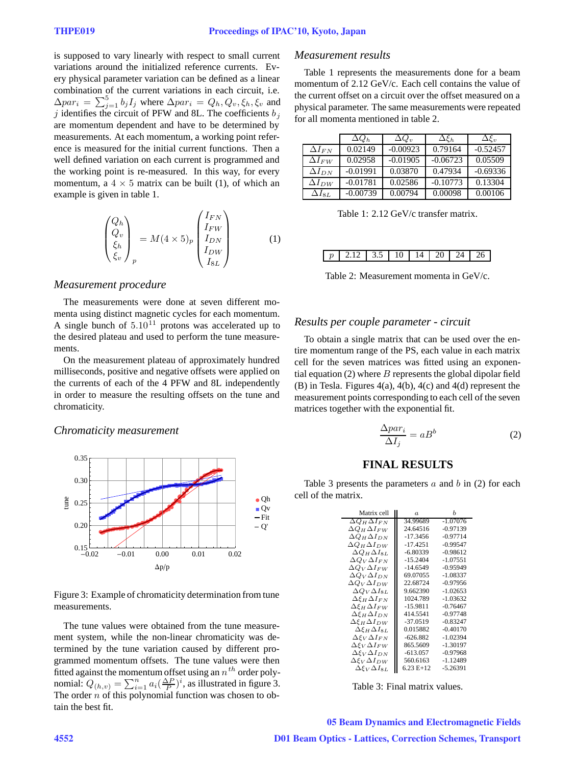is supposed to vary linearly with respect to small current variations around the initialized reference currents. Every physical parameter variation can be defined as a linear combination of the current variations in each circuit, i.e. $\Delta par_i = \sum_{j=1}^{5} b_j I_j$ where $\Delta par_i = Q_h, Q_v, \xi_h, \xi_v$ and $j$ identifies the circuit of PFW and 8L. The coefficients $b_j$ are momentum dependent and have to be determined by measurements. At each momentum, a working point reference is measured for the initial current functions. Then a well defined variation on each current is programmed and the working point is re-measured. In this way, for every momentum, a $4 \times 5$ matrix can be built (1), of which an example is given in table 1.

$$\begin{pmatrix} Q_h \\ Q_v \\ \xi_h \\ \xi_v \end{pmatrix}_p = M(4 \times 5)_p \begin{pmatrix} I_{FN} \\ I_{FW} \\ I_{DN} \\ I_{DW} \\ I_{8L} \end{pmatrix} \tag{1}$$

### Measurement procedure

The measurements were done at seven different momenta using distinct magnetic cycles for each momentum. A single bunch of $5.10^{11}$ protons was accelerated up to the desired plateau and used to perform the tune measurements.

On the measurement plateau of approximately hundred milliseconds, positive and negative offsets were applied on the currents of each of the 4 PFW and 8L independently in order to measure the resulting offsets on the tune and chromaticity.

### Chromaticity measurement

Figure 3: Example of chromaticity determination from tune measurements.

The tune values were obtained from the tune measurement system, while the non-linear chromaticity was determined by the tune variation caused by different programmed momentum offsets. The tune values were then fitted against the momentum offset using an $n^{th}$ order polynomial: $Q_{(h,v)} = \sum_{i=1}^{n} a_i (\frac{\Delta P}{P})^i$, as illustrated in figure 3. The order $n$ of this polynomial function was chosen to obtain the best fit.

### Measurement results

Table 1 represents the measurements done for a beam momentum of 2.12 GeV/c. Each cell contains the value of the current offset on a circuit over the offset measured on a physical parameter. The same measurements were repeated for all momenta mentioned in table 2.

| | $\Delta Q_h$ | $\Delta Q_v$ | $\Delta \xi_h$ | $\Delta \xi_v$ |
|---|---|---|---|---|
| $\Delta I_{FN}$ | 0.02149 | -0.00923 | 0.79164 | -0.52457 |
| $\Delta I_{FW}$ | 0.02958 | -0.01905 | -0.06723 | 0.05509 |
| $\Delta I_{DN}$ | -0.01991 | 0.03870 | 0.47934 | -0.69336 |
| $\Delta I_{DW}$ | -0.01781 | 0.02586 | -0.10773 | 0.13304 |
| $\Delta I_{8L}$ | -0.00739 | 0.00794 | 0.00098 | 0.00106 |

Table 1: 2.12 GeV/c transfer matrix.

| $p$ | 2.12 | 3.5 | 10 | 14 | 20 | 24 | 26 |
|---|---|---|---|---|---|---|---|

Table 2: Measurement momenta in GeV/c.

### Results per couple parameter - circuit

To obtain a single matrix that can be used over the entire momentum range of the PS, each value in each matrix cell for the seven matrices was fitted using an exponential equation (2) where $B$ represents the global dipolar field (B) in Tesla. Figures 4(a), 4(b), 4(c) and 4(d) represent the measurement points corresponding to each cell of the seven matrices together with the exponential fit.

$$\frac{\Delta par_i}{\Delta I_j} = aB^b \tag{2}$$

## FINAL RESULTS

Table 3 presents the parameters $a$ and $b$ in (2) for each cell of the matrix.

| Matrix cell | $a$ | $b$ |
|---|---|---|
| $\Delta Q_H \Delta I_{FN}$ | 34.99689 | -1.07076 |
| $\Delta Q_H \Delta I_{FW}$ | 24.64516 | -0.97139 |
| $\Delta Q_H \Delta I_{DN}$ | -17.3456 | -0.97714 |
| $\Delta Q_H \Delta I_{DW}$ | -17.4251 | -0.99547 |
| $\Delta Q_H \Delta I_{8L}$ | -6.80339 | -0.98612 |
| $\Delta Q_V \Delta I_{FN}$ | -15.2404 | -1.07551 |
| $\Delta Q_V \Delta I_{FW}$ | -14.6549 | -0.95949 |
| $\Delta Q_V \Delta I_{DN}$ | 69.07055 | -1.08337 |
| $\Delta Q_V \Delta I_{DW}$ | 22.68724 | -0.97956 |
| $\Delta Q_V \Delta I_{8L}$ | 9.662390 | -1.02653 |
| $\Delta \xi_H \Delta I_{FN}$ | 1024.789 | -1.03632 |
| $\Delta \xi_H \Delta I_{FW}$ | -15.9811 | -0.76467 |
| $\Delta \xi_H \Delta I_{DN}$ | 414.5541 | -0.97748 |
| $\Delta \xi_H \Delta I_{DW}$ | -37.0519 | -0.83247 |
| $\Delta \xi_H \Delta I_{8L}$ | 0.015882 | -0.40170 |
| $\Delta \xi_V \Delta I_{FN}$ | -626.882 | -1.02394 |
| $\Delta \xi_V \Delta I_{FW}$ | 865.5609 | -1.30197 |
| $\Delta \xi_V \Delta I_{DN}$ | -613.057 | -0.97968 |
| $\Delta \xi_V \Delta I_{DW}$ | 560.6163 | -1.12489 |
| $\Delta \xi_V \Delta I_{8L}$ | 6.23 E+12 | -5.26391 |

Table 3: Final matrix values.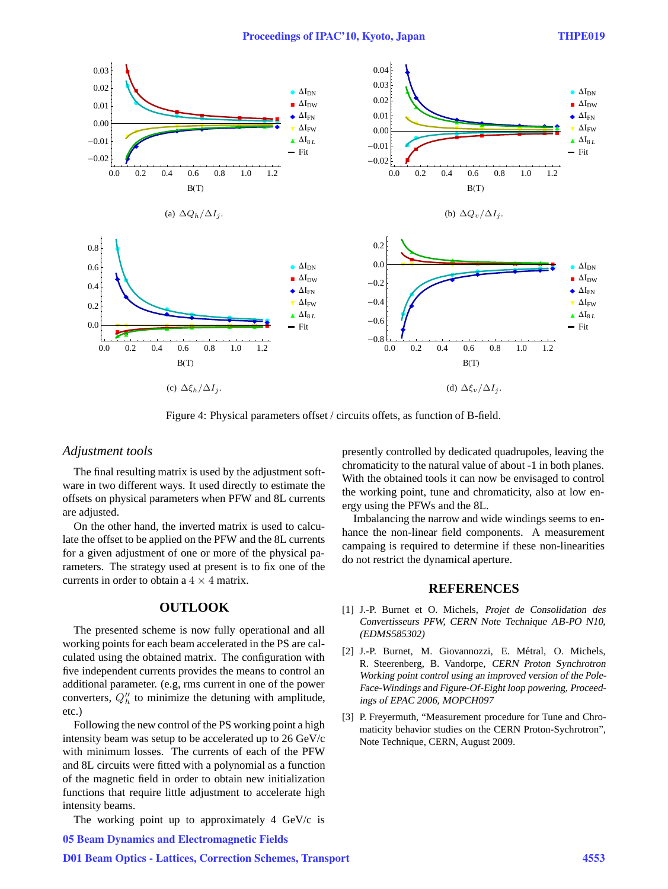0.03
0.02
0.01
0.00
−0.01
−0.02
0.0 0.2 0.4 0.6 0.8 1.0 1.2
B(T)

$\Delta I_{DN}$
$\Delta I_{DW}$
$\Delta I_{FN}$
$\Delta I_{FW}$
$\Delta I_{8L}$
Fit

(a) $\Delta Q_h/\Delta I_j$.

0.04
0.03
0.02
0.01
0.00
−0.01
−0.02
0.0 0.2 0.4 0.6 0.8 1.0 1.2
B(T)

$\Delta I_{DN}$
$\Delta I_{DW}$
$\Delta I_{FN}$
$\Delta I_{FW}$
$\Delta I_{8L}$
Fit

(b) $\Delta Q_v/\Delta I_j$.

0.8
0.6
0.4
0.2
0.0
0.0 0.2 0.4 0.6 0.8 1.0 1.2
B(T)

$\Delta I_{DN}$
$\Delta I_{DW}$
$\Delta I_{FN}$
$\Delta I_{FW}$
$\Delta I_{8L}$
Fit

(c) $\Delta \xi_h/\Delta I_j$.

0.2
0.0
−0.2
−0.4
−0.6
−0.8
0.0 0.2 0.4 0.6 0.8 1.0 1.2
B(T)

$\Delta I_{DN}$
$\Delta I_{DW}$
$\Delta I_{FN}$
$\Delta I_{FW}$
$\Delta I_{8L}$
Fit

(d) $\Delta \xi_v/\Delta I_j$.

Figure 4: Physical parameters offset / circuits offets, as function of B-field.

### *Adjustment tools*

The final resulting matrix is used by the adjustment software in two different ways. It used directly to estimate the offsets on physical parameters when PFW and 8L currents are adjusted.

On the other hand, the inverted matrix is used to calculate the offset to be applied on the PFW and the 8L currents for a given adjustment of one or more of the physical parameters. The strategy used at present is to fix one of the currents in order to obtain a $4 \times 4$ matrix.

## OUTLOOK

The presented scheme is now fully operational and all working points for each beam accelerated in the PS are calculated using the obtained matrix. The configuration with five independent currents provides the means to control an additional parameter. (e.g, rms current in one of the power converters, $Q_h''$ to minimize the detuning with amplitude, etc.)

Following the new control of the PS working point a high intensity beam was setup to be accelerated up to 26 GeV/c with minimum losses. The currents of each of the PFW and 8L circuits were fitted with a polynomial as a function of the magnetic field in order to obtain new initialization functions that require little adjustment to accelerate high intensity beams.

The working point up to approximately 4 GeV/c is presently controlled by dedicated quadrupoles, leaving the chromaticity to the natural value of about -1 in both planes. With the obtained tools it can now be envisaged to control the working point, tune and chromaticity, also at low energy using the PFWs and the 8L.

Imbalancing the narrow and wide windings seems to enhance the non-linear field components. A measurement campaing is required to determine if these non-linearities do not restrict the dynamical aperture.

## REFERENCES

[1] J.-P. Burnet et O. Michels, *Projet de Consolidation des Convertisseurs PFW, CERN Note Technique AB-PO N10, (EDMS585302)*

[2] J.-P. Burnet, M. Giovannozzi, E. Métral, O. Michels, R. Steerenberg, B. Vandorpe, *CERN Proton Synchrotron Working point control using an improved version of the Pole-Face-Windings and Figure-Of-Eight loop powering, Proceedings of EPAC 2006, MOPCH097*

[3] P. Freyermuth, "Measurement procedure for Tune and Chromaticity behavior studies on the CERN Proton-Sychrotron", Note Technique, CERN, August 2009.